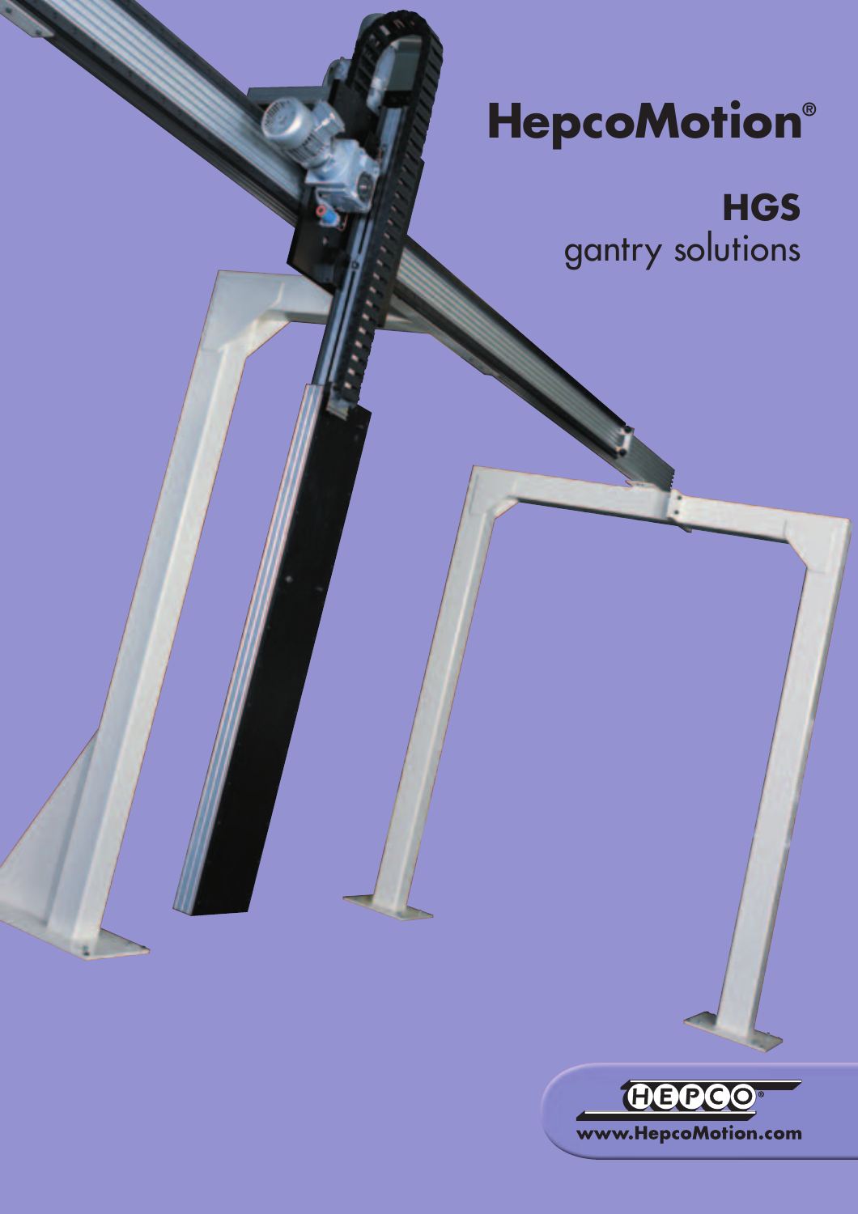# HepcoMotion®

## HGS
gantry solutions

HEPCO®

www.HepcoMotion.com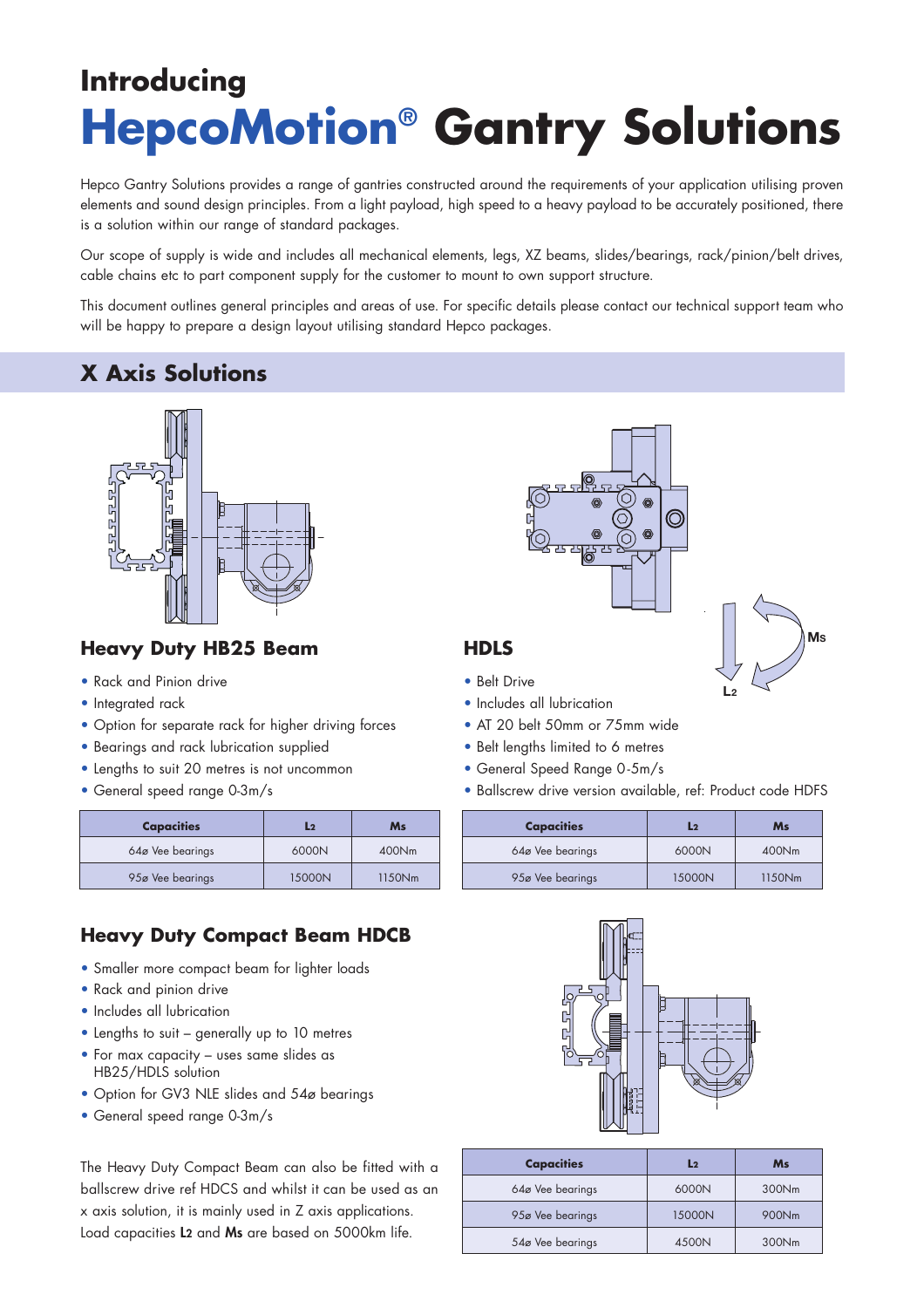# Introducing

# HepcoMotion® Gantry Solutions

Hepco Gantry Solutions provides a range of gantries constructed around the requirements of your application utilising proven elements and sound design principles. From a light payload, high speed to a heavy payload to be accurately positioned, there is a solution within our range of standard packages.

Our scope of supply is wide and includes all mechanical elements, legs, XZ beams, slides/bearings, rack/pinion/belt drives, cable chains etc to part component supply for the customer to mount to own support structure.

This document outlines general principles and areas of use. For specific details please contact our technical support team who will be happy to prepare a design layout utilising standard Hepco packages.

## X Axis Solutions

### Heavy Duty HB25 Beam

- Rack and Pinion drive
- Integrated rack
- Option for separate rack for higher driving forces
- Bearings and rack lubrication supplied
- Lengths to suit 20 metres is not uncommon
- General speed range 0-3m/s

| Capacities | $L_2$ | Ms |
|---|---|---|
| 64ø Vee bearings | 6000N | 400Nm |
| 95ø Vee bearings | 15000N | 1150Nm |

### HDLS

- Belt Drive
- Includes all lubrication
- AT 20 belt 50mm or 75mm wide
- Belt lengths limited to 6 metres
- General Speed Range 0-5m/s
- Ballscrew drive version available, ref: Product code HDFS

| Capacities | $L_2$ | Ms |
|---|---|---|
| 64ø Vee bearings | 6000N | 400Nm |
| 95ø Vee bearings | 15000N | 1150Nm |

### Heavy Duty Compact Beam HDCB

- Smaller more compact beam for lighter loads
- Rack and pinion drive
- Includes all lubrication
- Lengths to suit – generally up to 10 metres
- For max capacity – uses same slides as HB25/HDLS solution
- Option for GV3 NLE slides and 54ø bearings
- General speed range 0-3m/s

The Heavy Duty Compact Beam can also be fitted with a ballscrew drive ref HDCS and whilst it can be used as an x axis solution, it is mainly used in Z axis applications. Load capacities **$L_2$** and **Ms** are based on 5000km life.

| Capacities | $L_2$ | Ms |
|---|---|---|
| 64ø Vee bearings | 6000N | 300Nm |
| 95ø Vee bearings | 15000N | 900Nm |
| 54ø Vee bearings | 4500N | 300Nm |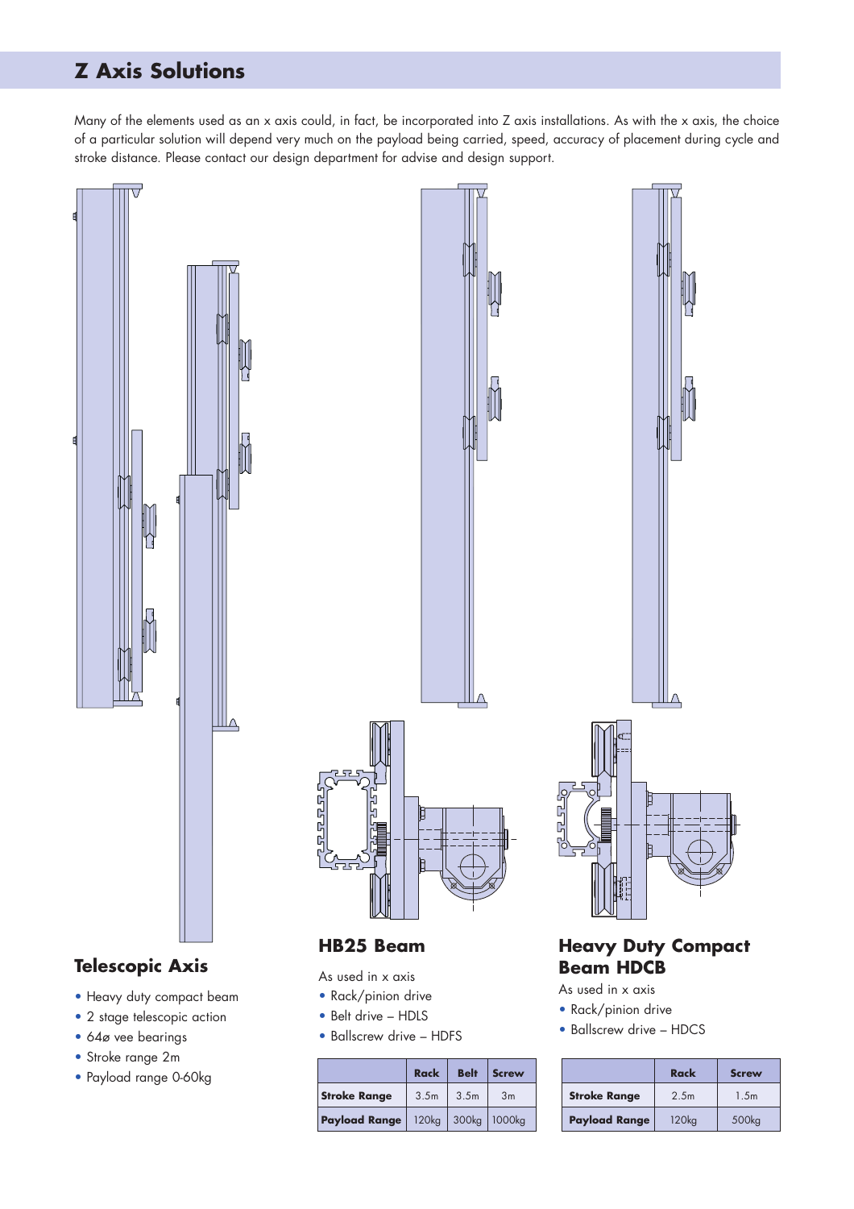# Z Axis Solutions

Many of the elements used as an x axis could, in fact, be incorporated into Z axis installations. As with the x axis, the choice of a particular solution will depend very much on the payload being carried, speed, accuracy of placement during cycle and stroke distance. Please contact our design department for advise and design support.

## Telescopic Axis

- Heavy duty compact beam
- 2 stage telescopic action
- 64ø vee bearings
- Stroke range 2m
- Payload range 0-60kg

## HB25 Beam

As used in x axis

- Rack/pinion drive
- Belt drive – HDLS
- Ballscrew drive – HDFS

| | Rack | Belt | Screw |
|---|---|---|---|
| **Stroke Range** | 3.5m | 3.5m | 3m |
| **Payload Range** | 120kg | 300kg | 1000kg |

## Heavy Duty Compact Beam HDCB

As used in x axis

- Rack/pinion drive
- Ballscrew drive – HDCS

| | Rack | Screw |
|---|---|---|
| **Stroke Range** | 2.5m | 1.5m |
| **Payload Range** | 120kg | 500kg |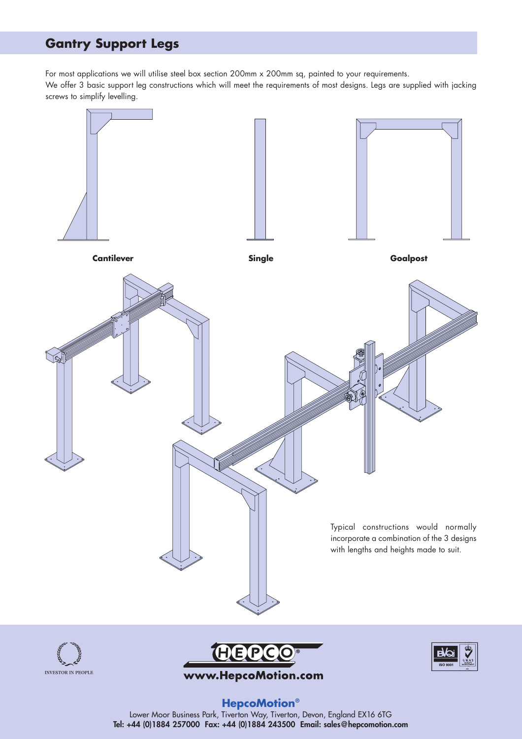## Gantry Support Legs

For most applications we will utilise steel box section 200mm x 200mm sq, painted to your requirements.
We offer 3 basic support leg constructions which will meet the requirements of most designs. Legs are supplied with jacking screws to simplify levelling.

**Cantilever** **Single** **Goalpost**

Typical constructions would normally incorporate a combination of the 3 designs with lengths and heights made to suit.

INVESTOR IN PEOPLE

www.HepcoMotion.com

ISO 9001

**HepcoMotion®**
Lower Moor Business Park, Tiverton Way, Tiverton, Devon, England EX16 6TG
**Tel: +44 (0)1884 257000 Fax: +44 (0)1884 243500 Email: sales@hepcomotion.com**